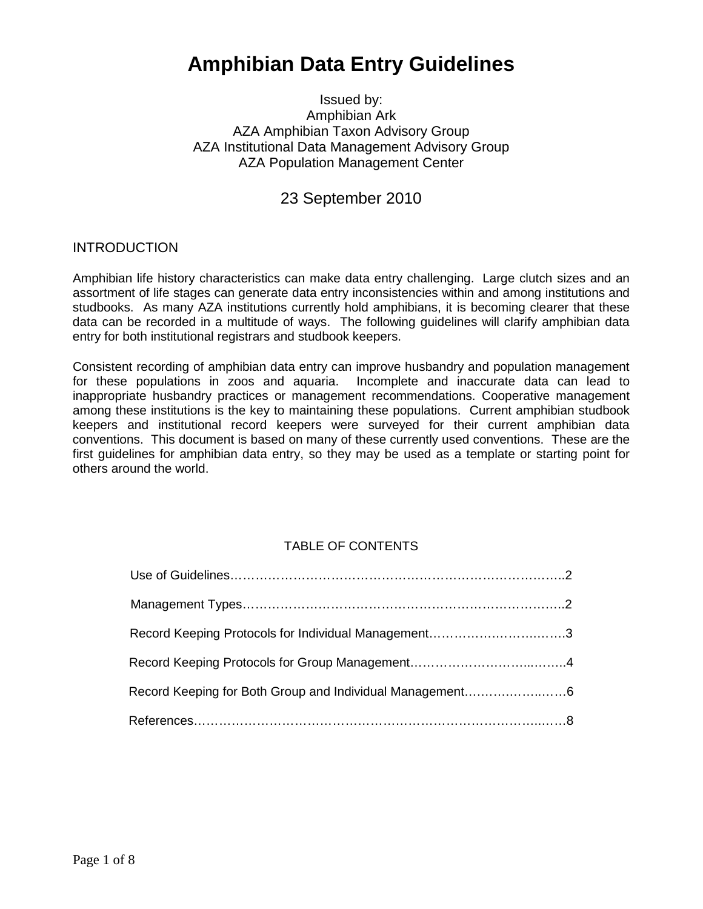# Amphibian Data Entry Guidelines

Issued by:
Amphibian Ark
AZA Amphibian Taxon Advisory Group
AZA Institutional Data Management Advisory Group
AZA Population Management Center

23 September 2010

## INTRODUCTION

Amphibian life history characteristics can make data entry challenging. Large clutch sizes and an assortment of life stages can generate data entry inconsistencies within and among institutions and studbooks. As many AZA institutions currently hold amphibians, it is becoming clearer that these data can be recorded in a multitude of ways. The following guidelines will clarify amphibian data entry for both institutional registrars and studbook keepers.

Consistent recording of amphibian data entry can improve husbandry and population management for these populations in zoos and aquaria. Incomplete and inaccurate data can lead to inappropriate husbandry practices or management recommendations. Cooperative management among these institutions is the key to maintaining these populations. Current amphibian studbook keepers and institutional record keepers were surveyed for their current amphibian data conventions. This document is based on many of these currently used conventions. These are the first guidelines for amphibian data entry, so they may be used as a template or starting point for others around the world.

## TABLE OF CONTENTS

| Section | Page |
| --- | --- |
| Use of Guidelines | 2 |
| Management Types | 2 |
| Record Keeping Protocols for Individual Management | 3 |
| Record Keeping Protocols for Group Management | 4 |
| Record Keeping for Both Group and Individual Management | 6 |
| References | 8 |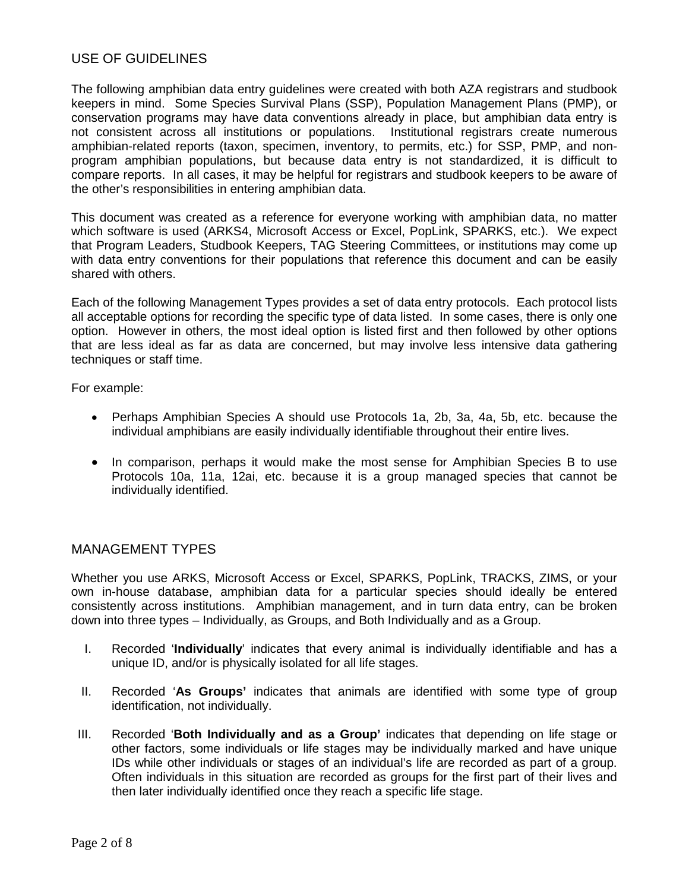## USE OF GUIDELINES

The following amphibian data entry guidelines were created with both AZA registrars and studbook keepers in mind. Some Species Survival Plans (SSP), Population Management Plans (PMP), or conservation programs may have data conventions already in place, but amphibian data entry is not consistent across all institutions or populations. Institutional registrars create numerous amphibian-related reports (taxon, specimen, inventory, to permits, etc.) for SSP, PMP, and non-program amphibian populations, but because data entry is not standardized, it is difficult to compare reports. In all cases, it may be helpful for registrars and studbook keepers to be aware of the other's responsibilities in entering amphibian data.

This document was created as a reference for everyone working with amphibian data, no matter which software is used (ARKS4, Microsoft Access or Excel, PopLink, SPARKS, etc.). We expect that Program Leaders, Studbook Keepers, TAG Steering Committees, or institutions may come up with data entry conventions for their populations that reference this document and can be easily shared with others.

Each of the following Management Types provides a set of data entry protocols. Each protocol lists all acceptable options for recording the specific type of data listed. In some cases, there is only one option. However in others, the most ideal option is listed first and then followed by other options that are less ideal as far as data are concerned, but may involve less intensive data gathering techniques or staff time.

For example:

- Perhaps Amphibian Species A should use Protocols 1a, 2b, 3a, 4a, 5b, etc. because the individual amphibians are easily individually identifiable throughout their entire lives.
- In comparison, perhaps it would make the most sense for Amphibian Species B to use Protocols 10a, 11a, 12ai, etc. because it is a group managed species that cannot be individually identified.

## MANAGEMENT TYPES

Whether you use ARKS, Microsoft Access or Excel, SPARKS, PopLink, TRACKS, ZIMS, or your own in-house database, amphibian data for a particular species should ideally be entered consistently across institutions. Amphibian management, and in turn data entry, can be broken down into three types – Individually, as Groups, and Both Individually and as a Group.

I. Recorded '**Individually**' indicates that every animal is individually identifiable and has a unique ID, and/or is physically isolated for all life stages.

II. Recorded '**As Groups'** indicates that animals are identified with some type of group identification, not individually.

III. Recorded '**Both Individually and as a Group'** indicates that depending on life stage or other factors, some individuals or life stages may be individually marked and have unique IDs while other individuals or stages of an individual's life are recorded as part of a group. Often individuals in this situation are recorded as groups for the first part of their lives and then later individually identified once they reach a specific life stage.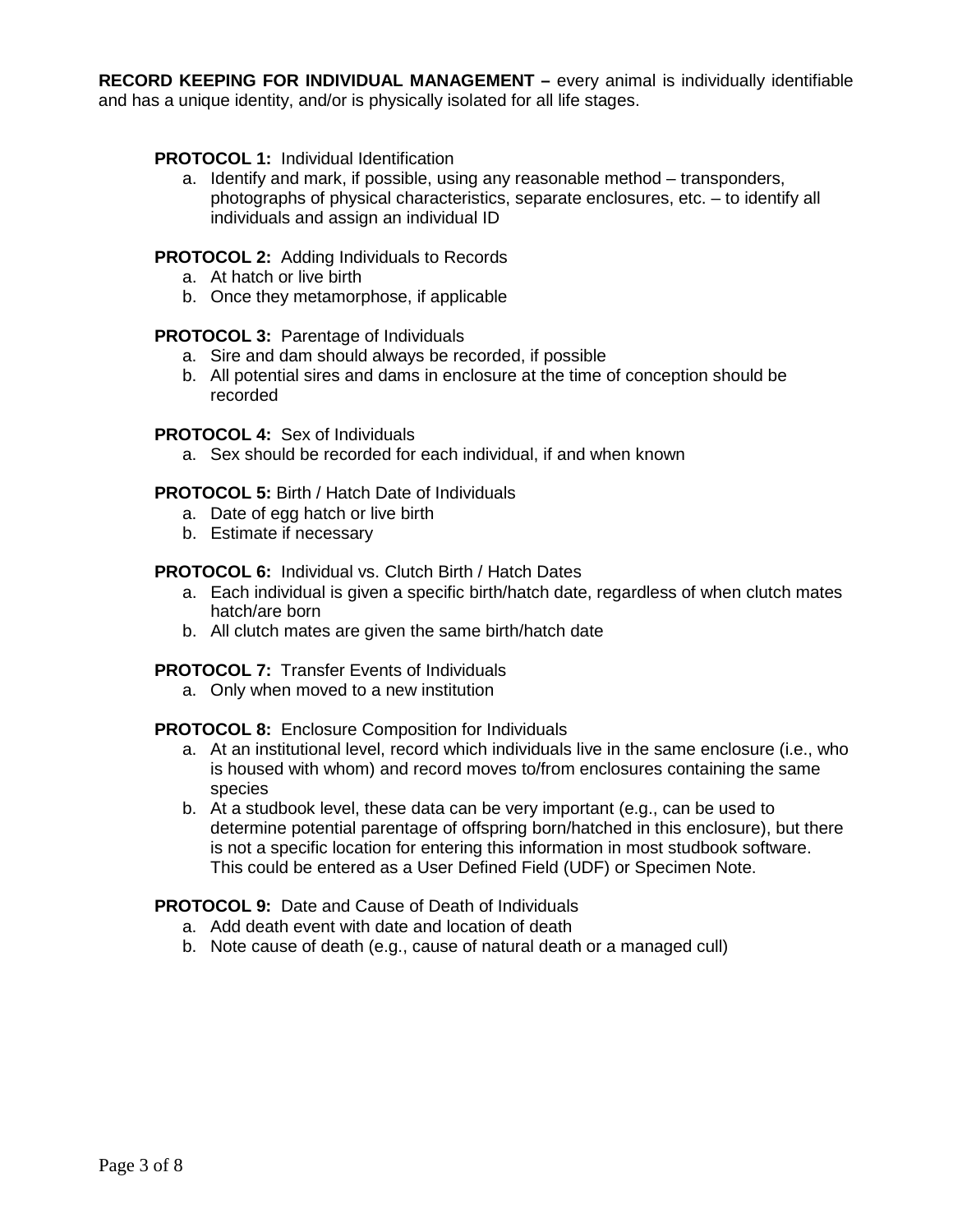**RECORD KEEPING FOR INDIVIDUAL MANAGEMENT –** every animal is individually identifiable and has a unique identity, and/or is physically isolated for all life stages.

**PROTOCOL 1:** Individual Identification

a. Identify and mark, if possible, using any reasonable method – transponders, photographs of physical characteristics, separate enclosures, etc. – to identify all individuals and assign an individual ID

**PROTOCOL 2:** Adding Individuals to Records

a. At hatch or live birth
b. Once they metamorphose, if applicable

**PROTOCOL 3:** Parentage of Individuals

a. Sire and dam should always be recorded, if possible
b. All potential sires and dams in enclosure at the time of conception should be recorded

**PROTOCOL 4:** Sex of Individuals

a. Sex should be recorded for each individual, if and when known

**PROTOCOL 5:** Birth / Hatch Date of Individuals

a. Date of egg hatch or live birth
b. Estimate if necessary

**PROTOCOL 6:** Individual vs. Clutch Birth / Hatch Dates

a. Each individual is given a specific birth/hatch date, regardless of when clutch mates hatch/are born
b. All clutch mates are given the same birth/hatch date

**PROTOCOL 7:** Transfer Events of Individuals

a. Only when moved to a new institution

**PROTOCOL 8:** Enclosure Composition for Individuals

a. At an institutional level, record which individuals live in the same enclosure (i.e., who is housed with whom) and record moves to/from enclosures containing the same species
b. At a studbook level, these data can be very important (e.g., can be used to determine potential parentage of offspring born/hatched in this enclosure), but there is not a specific location for entering this information in most studbook software. This could be entered as a User Defined Field (UDF) or Specimen Note.

**PROTOCOL 9:** Date and Cause of Death of Individuals

a. Add death event with date and location of death
b. Note cause of death (e.g., cause of natural death or a managed cull)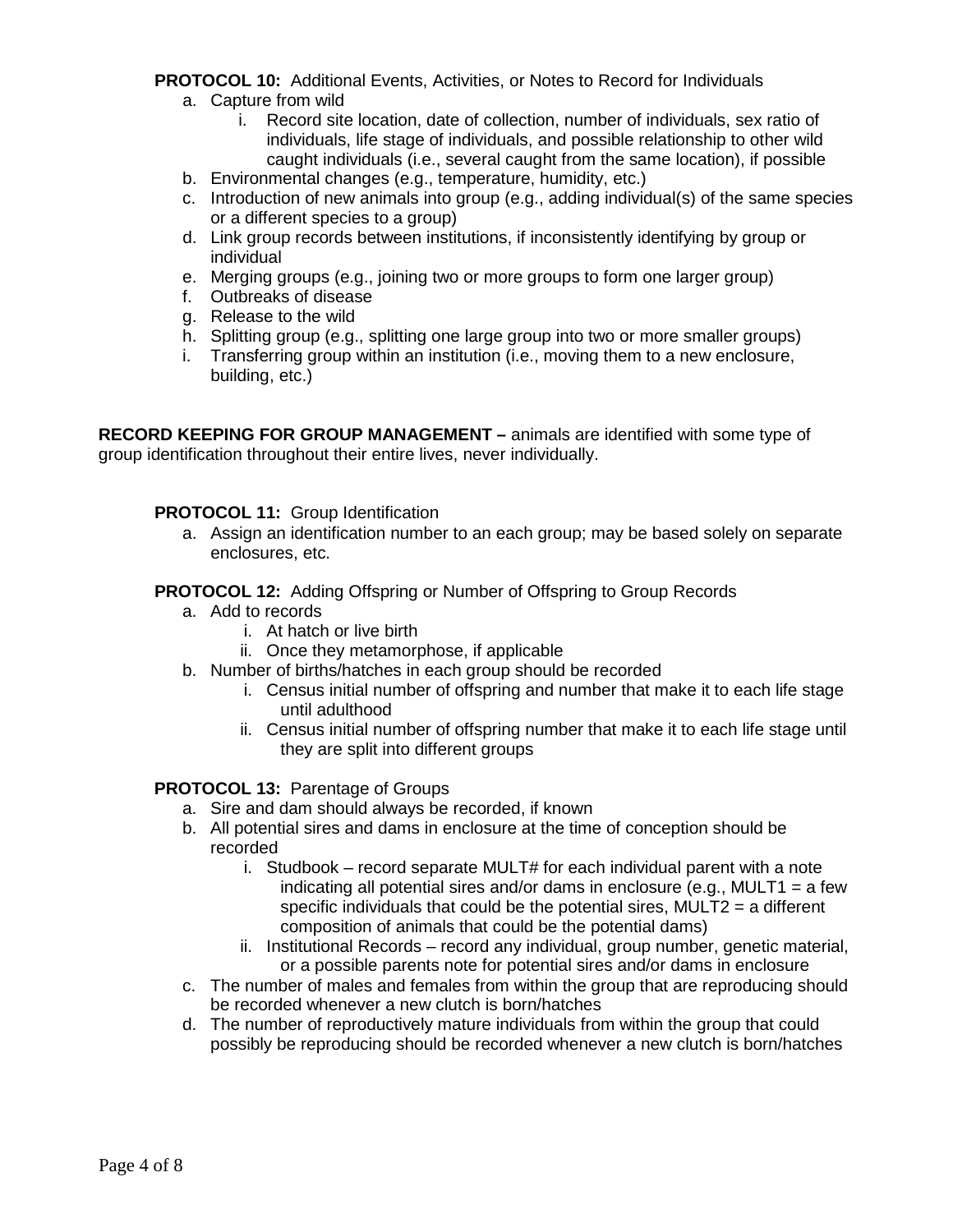**PROTOCOL 10:** Additional Events, Activities, or Notes to Record for Individuals

a. Capture from wild
    i. Record site location, date of collection, number of individuals, sex ratio of individuals, life stage of individuals, and possible relationship to other wild caught individuals (i.e., several caught from the same location), if possible
b. Environmental changes (e.g., temperature, humidity, etc.)
c. Introduction of new animals into group (e.g., adding individual(s) of the same species or a different species to a group)
d. Link group records between institutions, if inconsistently identifying by group or individual
e. Merging groups (e.g., joining two or more groups to form one larger group)
f. Outbreaks of disease
g. Release to the wild
h. Splitting group (e.g., splitting one large group into two or more smaller groups)
i. Transferring group within an institution (i.e., moving them to a new enclosure, building, etc.)

**RECORD KEEPING FOR GROUP MANAGEMENT –** animals are identified with some type of group identification throughout their entire lives, never individually.

**PROTOCOL 11:** Group Identification

a. Assign an identification number to an each group; may be based solely on separate enclosures, etc.

**PROTOCOL 12:** Adding Offspring or Number of Offspring to Group Records

a. Add to records
    i. At hatch or live birth
    ii. Once they metamorphose, if applicable
b. Number of births/hatches in each group should be recorded
    i. Census initial number of offspring and number that make it to each life stage until adulthood
    ii. Census initial number of offspring number that make it to each life stage until they are split into different groups

**PROTOCOL 13:** Parentage of Groups

a. Sire and dam should always be recorded, if known
b. All potential sires and dams in enclosure at the time of conception should be recorded
    i. Studbook – record separate MULT# for each individual parent with a note indicating all potential sires and/or dams in enclosure (e.g., MULT1 = a few specific individuals that could be the potential sires, MULT2 = a different composition of animals that could be the potential dams)
    ii. Institutional Records – record any individual, group number, genetic material, or a possible parents note for potential sires and/or dams in enclosure
c. The number of males and females from within the group that are reproducing should be recorded whenever a new clutch is born/hatches
d. The number of reproductively mature individuals from within the group that could possibly be reproducing should be recorded whenever a new clutch is born/hatches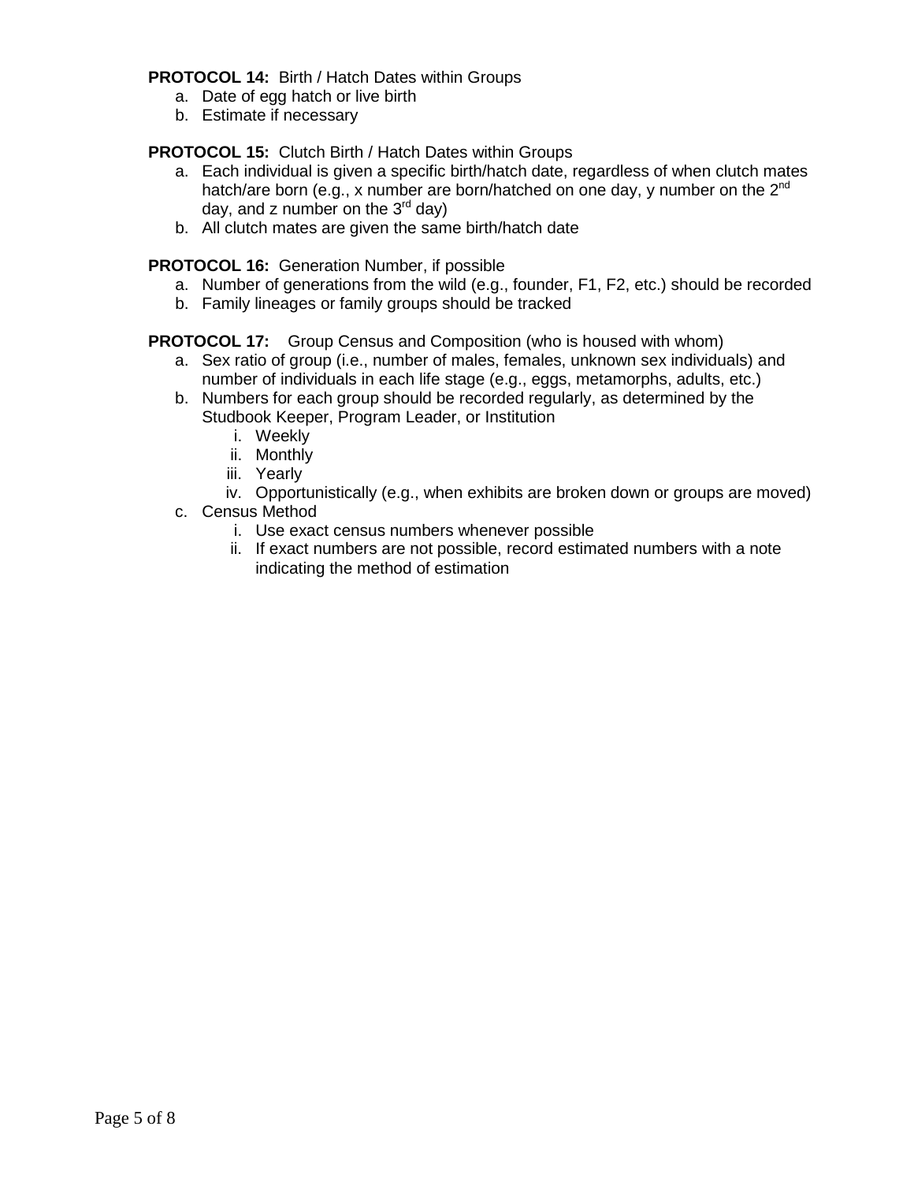**PROTOCOL 14:** Birth / Hatch Dates within Groups

a. Date of egg hatch or live birth
b. Estimate if necessary

**PROTOCOL 15:** Clutch Birth / Hatch Dates within Groups

a. Each individual is given a specific birth/hatch date, regardless of when clutch mates hatch/are born (e.g., x number are born/hatched on one day, y number on the 2nd day, and z number on the 3rd day)
b. All clutch mates are given the same birth/hatch date

**PROTOCOL 16:** Generation Number, if possible

a. Number of generations from the wild (e.g., founder, F1, F2, etc.) should be recorded
b. Family lineages or family groups should be tracked

**PROTOCOL 17:** Group Census and Composition (who is housed with whom)

a. Sex ratio of group (i.e., number of males, females, unknown sex individuals) and number of individuals in each life stage (e.g., eggs, metamorphs, adults, etc.)
b. Numbers for each group should be recorded regularly, as determined by the Studbook Keeper, Program Leader, or Institution
   i. Weekly
   ii. Monthly
   iii. Yearly
   iv. Opportunistically (e.g., when exhibits are broken down or groups are moved)
c. Census Method
   i. Use exact census numbers whenever possible
   ii. If exact numbers are not possible, record estimated numbers with a note indicating the method of estimation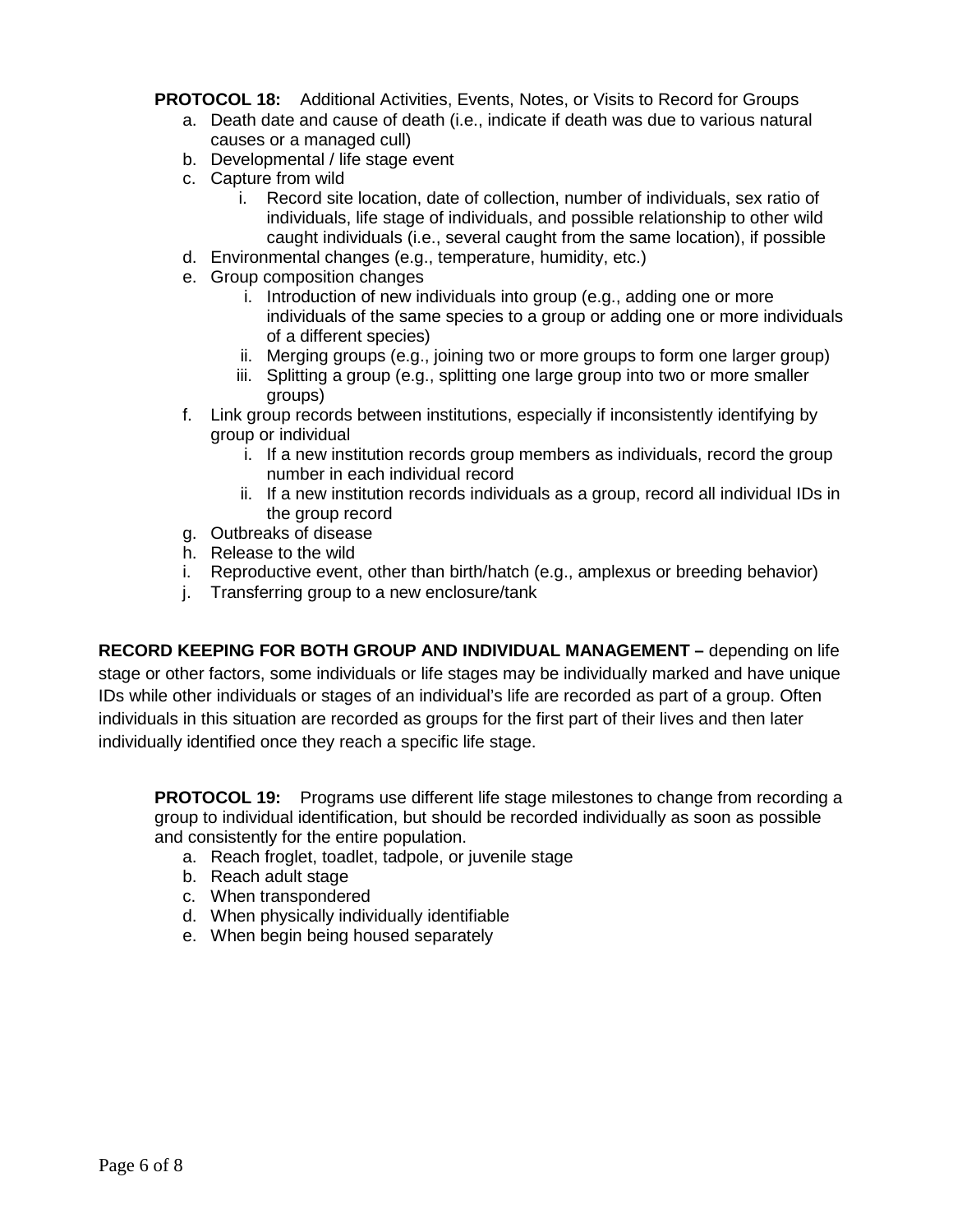**PROTOCOL 18:** Additional Activities, Events, Notes, or Visits to Record for Groups

a. Death date and cause of death (i.e., indicate if death was due to various natural causes or a managed cull)
b. Developmental / life stage event
c. Capture from wild
    i. Record site location, date of collection, number of individuals, sex ratio of individuals, life stage of individuals, and possible relationship to other wild caught individuals (i.e., several caught from the same location), if possible
d. Environmental changes (e.g., temperature, humidity, etc.)
e. Group composition changes
    i. Introduction of new individuals into group (e.g., adding one or more individuals of the same species to a group or adding one or more individuals of a different species)
    ii. Merging groups (e.g., joining two or more groups to form one larger group)
    iii. Splitting a group (e.g., splitting one large group into two or more smaller groups)
f. Link group records between institutions, especially if inconsistently identifying by group or individual
    i. If a new institution records group members as individuals, record the group number in each individual record
    ii. If a new institution records individuals as a group, record all individual IDs in the group record
g. Outbreaks of disease
h. Release to the wild
i. Reproductive event, other than birth/hatch (e.g., amplexus or breeding behavior)
j. Transferring group to a new enclosure/tank

**RECORD KEEPING FOR BOTH GROUP AND INDIVIDUAL MANAGEMENT –** depending on life stage or other factors, some individuals or life stages may be individually marked and have unique IDs while other individuals or stages of an individual's life are recorded as part of a group. Often individuals in this situation are recorded as groups for the first part of their lives and then later individually identified once they reach a specific life stage.

**PROTOCOL 19:** Programs use different life stage milestones to change from recording a group to individual identification, but should be recorded individually as soon as possible and consistently for the entire population.

a. Reach froglet, toadlet, tadpole, or juvenile stage
b. Reach adult stage
c. When transpondered
d. When physically individually identifiable
e. When begin being housed separately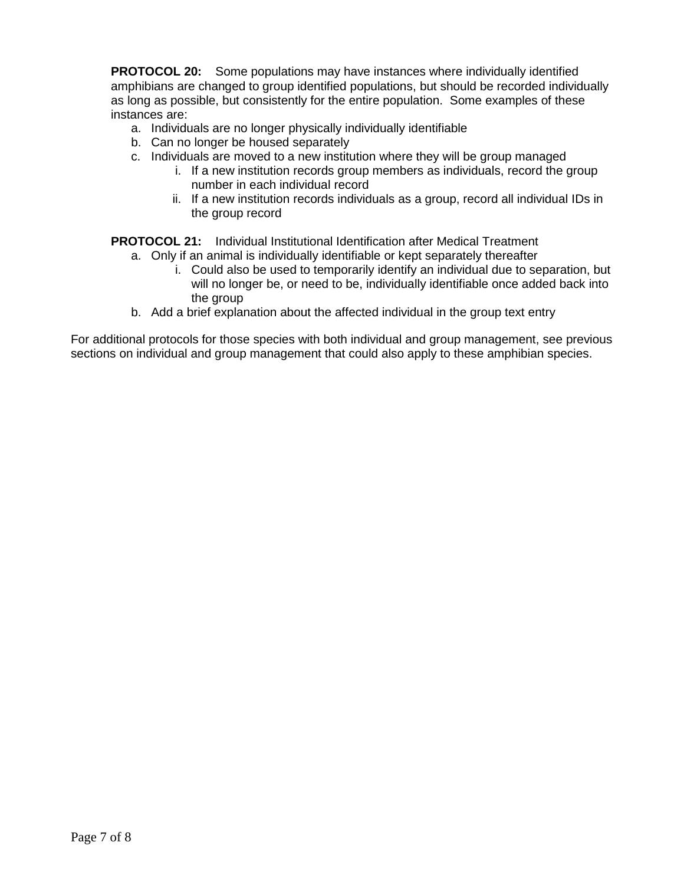**PROTOCOL 20:** Some populations may have instances where individually identified amphibians are changed to group identified populations, but should be recorded individually as long as possible, but consistently for the entire population. Some examples of these instances are:

a. Individuals are no longer physically individually identifiable
b. Can no longer be housed separately
c. Individuals are moved to a new institution where they will be group managed
    i. If a new institution records group members as individuals, record the group number in each individual record
    ii. If a new institution records individuals as a group, record all individual IDs in the group record

**PROTOCOL 21:** Individual Institutional Identification after Medical Treatment

a. Only if an animal is individually identifiable or kept separately thereafter
    i. Could also be used to temporarily identify an individual due to separation, but will no longer be, or need to be, individually identifiable once added back into the group
b. Add a brief explanation about the affected individual in the group text entry

For additional protocols for those species with both individual and group management, see previous sections on individual and group management that could also apply to these amphibian species.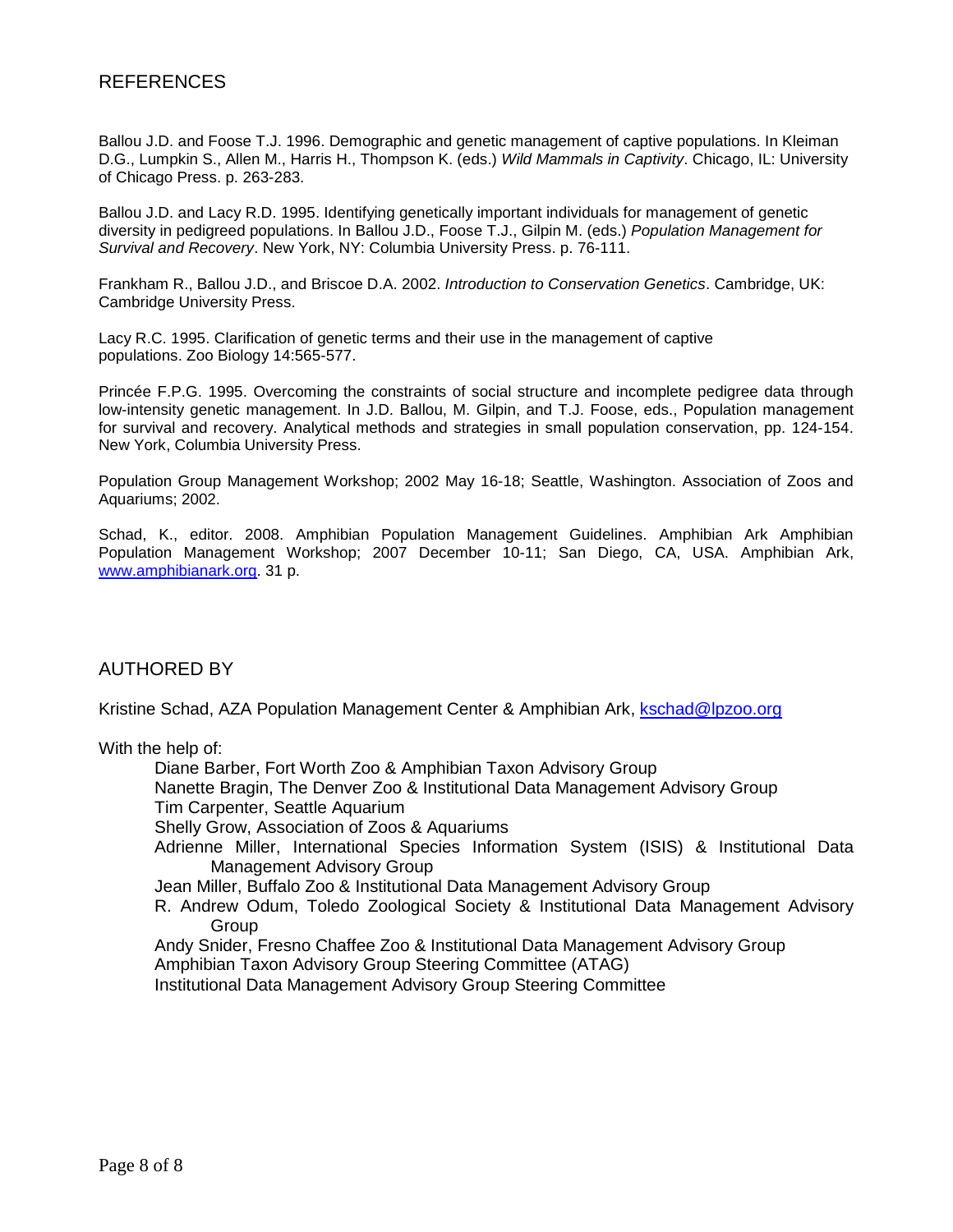## REFERENCES

Ballou J.D. and Foose T.J. 1996. Demographic and genetic management of captive populations. In Kleiman D.G., Lumpkin S., Allen M., Harris H., Thompson K. (eds.) *Wild Mammals in Captivity*. Chicago, IL: University of Chicago Press. p. 263-283.

Ballou J.D. and Lacy R.D. 1995. Identifying genetically important individuals for management of genetic diversity in pedigreed populations. In Ballou J.D., Foose T.J., Gilpin M. (eds.) *Population Management for Survival and Recovery*. New York, NY: Columbia University Press. p. 76-111.

Frankham R., Ballou J.D., and Briscoe D.A. 2002. *Introduction to Conservation Genetics*. Cambridge, UK: Cambridge University Press.

Lacy R.C. 1995. Clarification of genetic terms and their use in the management of captive populations. Zoo Biology 14:565-577.

Princée F.P.G. 1995. Overcoming the constraints of social structure and incomplete pedigree data through low-intensity genetic management. In J.D. Ballou, M. Gilpin, and T.J. Foose, eds., Population management for survival and recovery. Analytical methods and strategies in small population conservation, pp. 124-154. New York, Columbia University Press.

Population Group Management Workshop; 2002 May 16-18; Seattle, Washington. Association of Zoos and Aquariums; 2002.

Schad, K., editor. 2008. Amphibian Population Management Guidelines. Amphibian Ark Amphibian Population Management Workshop; 2007 December 10-11; San Diego, CA, USA. Amphibian Ark, [www.amphibianark.org](http://www.amphibianark.org). 31 p.

## AUTHORED BY

Kristine Schad, AZA Population Management Center & Amphibian Ark, [kschad@lpzoo.org](mailto:kschad@lpzoo.org)

With the help of:

- Diane Barber, Fort Worth Zoo & Amphibian Taxon Advisory Group
- Nanette Bragin, The Denver Zoo & Institutional Data Management Advisory Group
- Tim Carpenter, Seattle Aquarium
- Shelly Grow, Association of Zoos & Aquariums
- Adrienne Miller, International Species Information System (ISIS) & Institutional Data Management Advisory Group
- Jean Miller, Buffalo Zoo & Institutional Data Management Advisory Group
- R. Andrew Odum, Toledo Zoological Society & Institutional Data Management Advisory Group
- Andy Snider, Fresno Chaffee Zoo & Institutional Data Management Advisory Group
- Amphibian Taxon Advisory Group Steering Committee (ATAG)
- Institutional Data Management Advisory Group Steering Committee